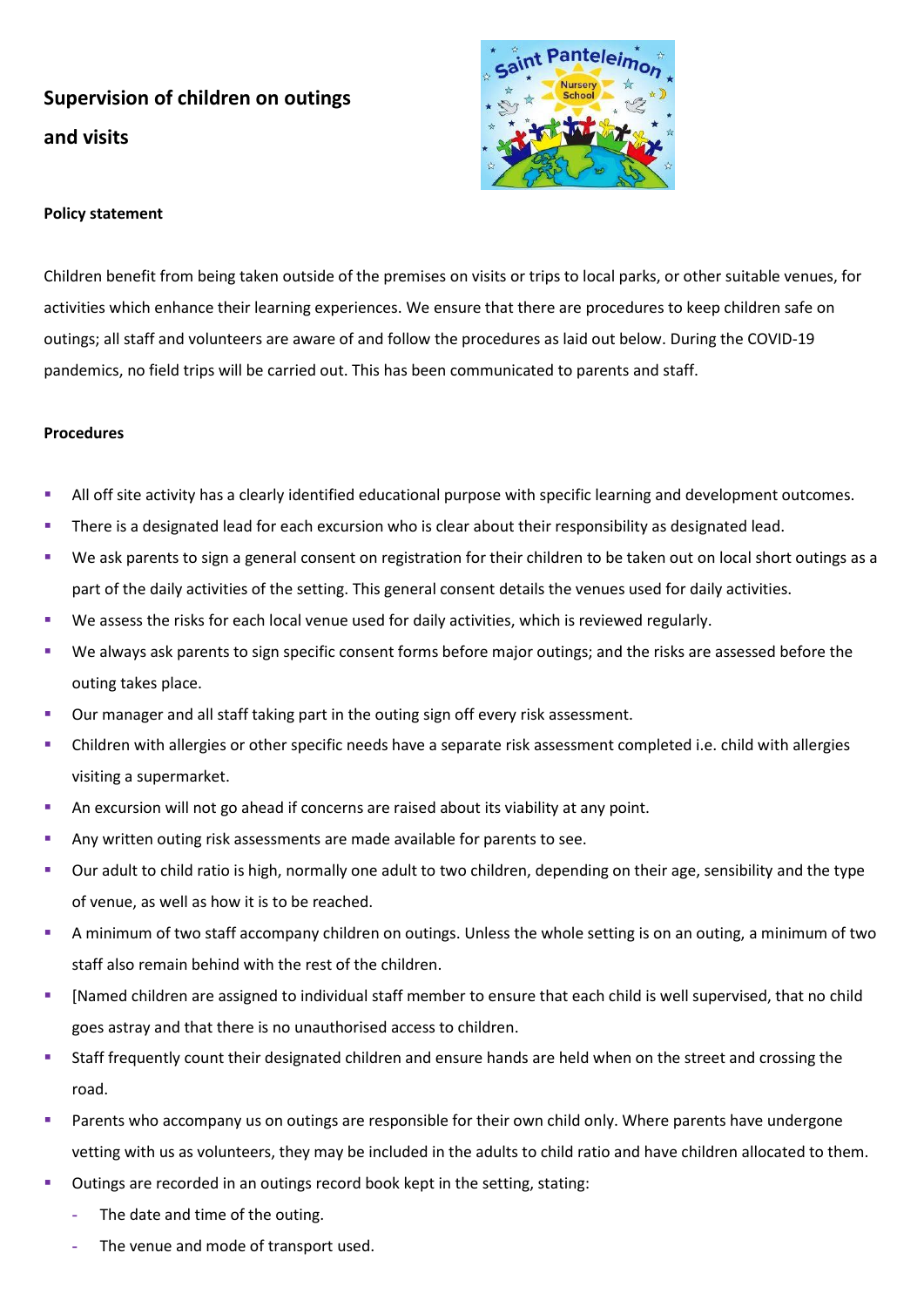# Supervision of children on outings and visits

### Policy statement

Children benefit from being taken outside of the premises on visits or trips to local parks, or other suitable venues, for activities which enhance their learning experiences. We ensure that there are procedures to keep children safe on outings; all staff and volunteers are aware of and follow the procedures as laid out below. During the COVID-19 pandemics, no field trips will be carried out. This has been communicated to parents and staff.

### Procedures

- All off site activity has a clearly identified educational purpose with specific learning and development outcomes.
- There is a designated lead for each excursion who is clear about their responsibility as designated lead.
- We ask parents to sign a general consent on registration for their children to be taken out on local short outings as a part of the daily activities of the setting. This general consent details the venues used for daily activities.
- We assess the risks for each local venue used for daily activities, which is reviewed regularly.
- We always ask parents to sign specific consent forms before major outings; and the risks are assessed before the outing takes place.
- Our manager and all staff taking part in the outing sign off every risk assessment.
- Children with allergies or other specific needs have a separate risk assessment completed i.e. child with allergies visiting a supermarket.
- An excursion will not go ahead if concerns are raised about its viability at any point.
- Any written outing risk assessments are made available for parents to see.
- Our adult to child ratio is high, normally one adult to two children, depending on their age, sensibility and the type of venue, as well as how it is to be reached.
- A minimum of two staff accompany children on outings. Unless the whole setting is on an outing, a minimum of two staff also remain behind with the rest of the children.
- [Named children are assigned to individual staff member to ensure that each child is well supervised, that no child goes astray and that there is no unauthorised access to children.
- Staff frequently count their designated children and ensure hands are held when on the street and crossing the road.
- Parents who accompany us on outings are responsible for their own child only. Where parents have undergone vetting with us as volunteers, they may be included in the adults to child ratio and have children allocated to them.
- Outings are recorded in an outings record book kept in the setting, stating:
  - The date and time of the outing.
  - The venue and mode of transport used.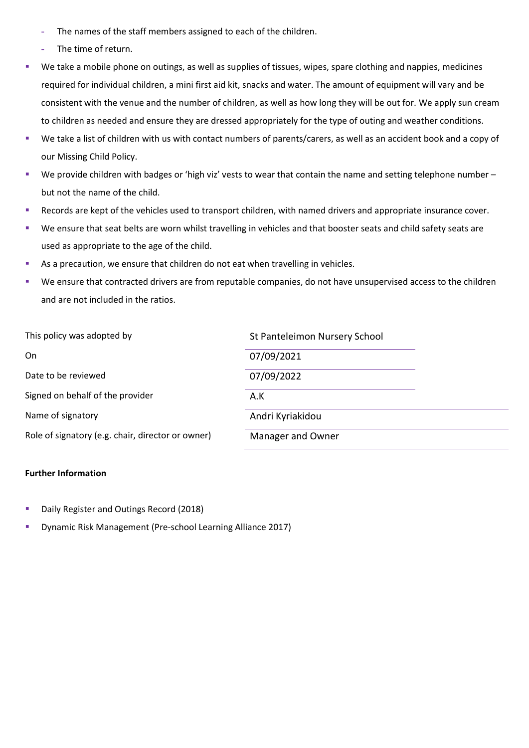- The names of the staff members assigned to each of the children.
- The time of return.

- We take a mobile phone on outings, as well as supplies of tissues, wipes, spare clothing and nappies, medicines required for individual children, a mini first aid kit, snacks and water. The amount of equipment will vary and be consistent with the venue and the number of children, as well as how long they will be out for. We apply sun cream to children as needed and ensure they are dressed appropriately for the type of outing and weather conditions.
- We take a list of children with us with contact numbers of parents/carers, as well as an accident book and a copy of our Missing Child Policy.
- We provide children with badges or 'high viz' vests to wear that contain the name and setting telephone number – but not the name of the child.
- Records are kept of the vehicles used to transport children, with named drivers and appropriate insurance cover.
- We ensure that seat belts are worn whilst travelling in vehicles and that booster seats and child safety seats are used as appropriate to the age of the child.
- As a precaution, we ensure that children do not eat when travelling in vehicles.
- We ensure that contracted drivers are from reputable companies, do not have unsupervised access to the children and are not included in the ratios.

| | |
|---|---|
| This policy was adopted by | St Panteleimon Nursery School |
| On | 07/09/2021 |
| Date to be reviewed | 07/09/2022 |
| Signed on behalf of the provider | A.K |
| Name of signatory | Andri Kyriakidou |
| Role of signatory (e.g. chair, director or owner) | Manager and Owner |

**Further Information**

- Daily Register and Outings Record (2018)
- Dynamic Risk Management (Pre-school Learning Alliance 2017)